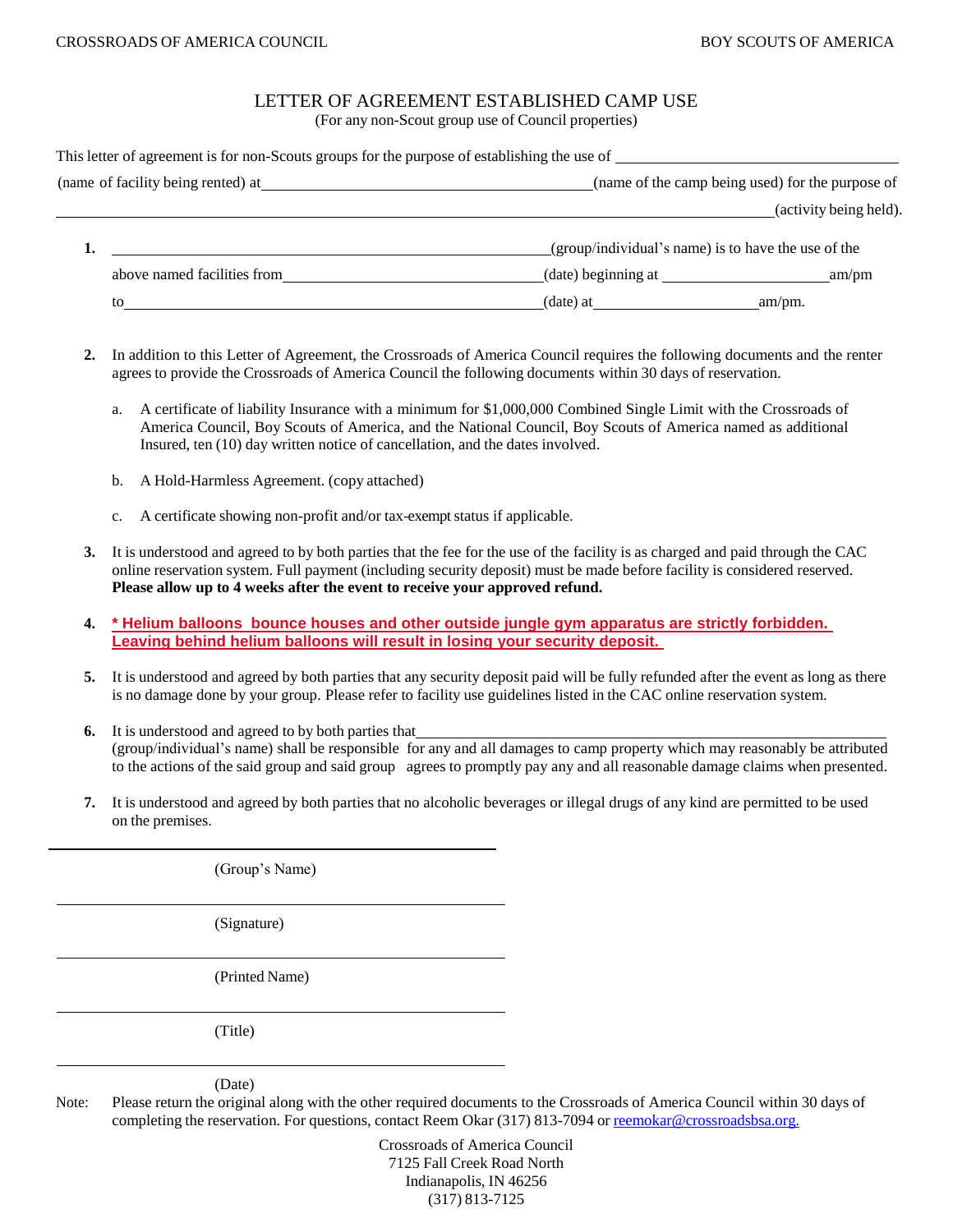CROSSROADS OF AMERICA COUNCIL BOY SCOUTS OF AMERICA

# LETTER OF AGREEMENT ESTABLISHED CAMP USE

(For any non-Scout group use of Council properties)

This letter of agreement is for non-Scouts groups for the purpose of establishing the use of \_\_\_\_\_\_\_\_\_\_\_\_\_\_\_\_\_\_\_\_\_\_\_\_\_\_\_\_\_\_\_\_\_\_ (name of facility being rented) at \_\_\_\_\_\_\_\_\_\_\_\_\_\_\_\_\_\_\_\_\_\_\_\_\_\_\_\_\_\_\_\_\_\_\_\_\_\_\_\_(name of the camp being used) for the purpose of \_\_\_\_\_\_\_\_\_\_\_\_\_\_\_\_\_\_\_\_\_\_\_\_\_\_\_\_\_\_\_\_\_\_\_\_\_\_\_\_\_\_\_\_\_\_\_\_\_\_\_\_\_\_\_\_\_\_\_\_\_\_\_\_\_\_\_\_\_\_\_\_\_\_\_\_\_\_\_\_\_\_\_\_\_(activity being held).

1. \_\_\_\_\_\_\_\_\_\_\_\_\_\_\_\_\_\_\_\_\_\_\_\_\_\_\_\_\_\_\_\_\_\_\_\_\_\_\_\_\_\_\_\_\_\_\_\_\_(group/individual's name) is to have the use of the above named facilities from\_\_\_\_\_\_\_\_\_\_\_\_\_\_\_\_\_\_\_\_\_\_\_\_\_\_\_\_\_\_\_(date) beginning at \_\_\_\_\_\_\_\_\_\_\_\_\_\_\_\_\_\_\_\_am/pm to\_\_\_\_\_\_\_\_\_\_\_\_\_\_\_\_\_\_\_\_\_\_\_\_\_\_\_\_\_\_\_\_\_\_\_\_\_\_\_\_\_\_\_\_\_\_\_(date) at\_\_\_\_\_\_\_\_\_\_\_\_\_\_\_\_\_\_\_\_am/pm.

2. In addition to this Letter of Agreement, the Crossroads of America Council requires the following documents and the renter agrees to provide the Crossroads of America Council the following documents within 30 days of reservation.

   a. A certificate of liability Insurance with a minimum for $1,000,000 Combined Single Limit with the Crossroads of America Council, Boy Scouts of America, and the National Council, Boy Scouts of America named as additional Insured, ten (10) day written notice of cancellation, and the dates involved.

   b. A Hold-Harmless Agreement. (copy attached)

   c. A certificate showing non-profit and/or tax-exempt status if applicable.

3. It is understood and agreed to by both parties that the fee for the use of the facility is as charged and paid through the CAC online reservation system. Full payment (including security deposit) must be made before facility is considered reserved. **Please allow up to 4 weeks after the event to receive your approved refund.**

4. **\* Helium balloons bounce houses and other outside jungle gym apparatus are strictly forbidden. Leaving behind helium balloons will result in losing your security deposit.**

5. It is understood and agreed by both parties that any security deposit paid will be fully refunded after the event as long as there is no damage done by your group. Please refer to facility use guidelines listed in the CAC online reservation system.

6. It is understood and agreed to by both parties that\_\_\_\_\_\_\_\_\_\_\_\_\_\_\_\_\_\_\_\_\_\_\_\_\_\_\_\_\_\_\_\_\_\_\_\_\_\_\_\_\_\_\_\_\_\_\_\_\_\_\_\_\_\_\_\_ (group/individual's name) shall be responsible for any and all damages to camp property which may reasonably be attributed to the actions of the said group and said group agrees to promptly pay any and all reasonable damage claims when presented.

7. It is understood and agreed by both parties that no alcoholic beverages or illegal drugs of any kind are permitted to be used on the premises.

\_\_\_\_\_\_\_\_\_\_\_\_\_\_\_\_\_\_\_\_\_\_\_\_\_\_\_\_\_\_\_\_\_\_\_\_\_\_\_\_

(Group's Name)

\_\_\_\_\_\_\_\_\_\_\_\_\_\_\_\_\_\_\_\_\_\_\_\_\_\_\_\_\_\_\_\_\_\_\_\_\_\_\_\_

(Signature)

\_\_\_\_\_\_\_\_\_\_\_\_\_\_\_\_\_\_\_\_\_\_\_\_\_\_\_\_\_\_\_\_\_\_\_\_\_\_\_\_

(Printed Name)

\_\_\_\_\_\_\_\_\_\_\_\_\_\_\_\_\_\_\_\_\_\_\_\_\_\_\_\_\_\_\_\_\_\_\_\_\_\_\_\_

(Title)

\_\_\_\_\_\_\_\_\_\_\_\_\_\_\_\_\_\_\_\_\_\_\_\_\_\_\_\_\_\_\_\_\_\_\_\_\_\_\_\_

(Date)

Note: Please return the original along with the other required documents to the Crossroads of America Council within 30 days of completing the reservation. For questions, contact Reem Okar (317) 813-7094 or reemokar@crossroadsbsa.org.

Crossroads of America Council
7125 Fall Creek Road North
Indianapolis, IN 46256
(317) 813-7125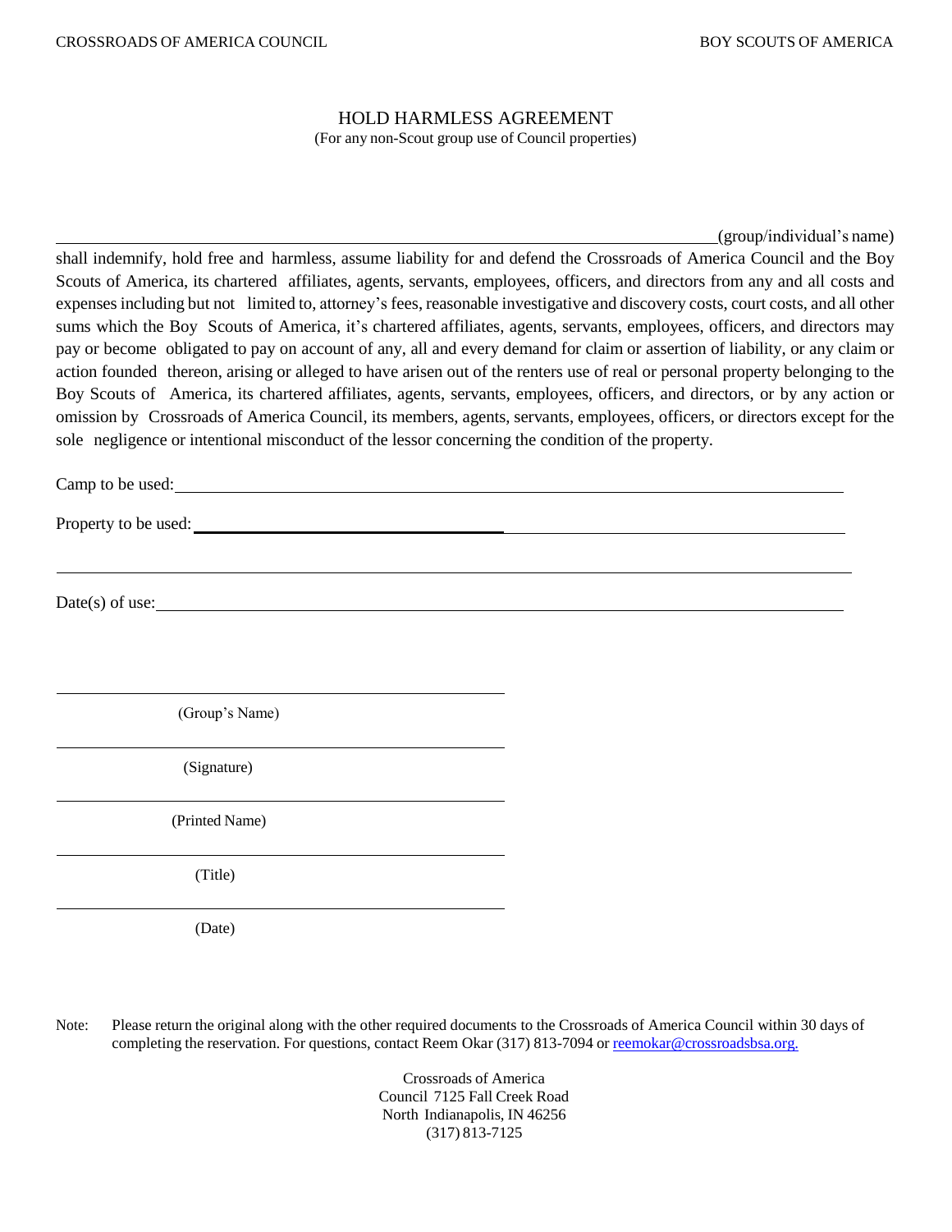# HOLD HARMLESS AGREEMENT

(For any non-Scout group use of Council properties)

\_\_\_\_\_\_\_\_\_\_\_\_\_\_\_\_\_\_\_\_\_\_\_\_\_\_\_\_\_\_\_\_\_\_\_\_\_\_\_\_\_\_\_\_\_\_\_\_\_\_\_\_\_\_\_\_\_\_\_\_(group/individual's name) shall indemnify, hold free and harmless, assume liability for and defend the Crossroads of America Council and the Boy Scouts of America, its chartered affiliates, agents, servants, employees, officers, and directors from any and all costs and expenses including but not limited to, attorney's fees, reasonable investigative and discovery costs, court costs, and all other sums which the Boy Scouts of America, it's chartered affiliates, agents, servants, employees, officers, and directors may pay or become obligated to pay on account of any, all and every demand for claim or assertion of liability, or any claim or action founded thereon, arising or alleged to have arisen out of the renters use of real or personal property belonging to the Boy Scouts of America, its chartered affiliates, agents, servants, employees, officers, and directors, or by any action or omission by Crossroads of America Council, its members, agents, servants, employees, officers, or directors except for the sole negligence or intentional misconduct of the lessor concerning the condition of the property.

Camp to be used:\_\_\_\_\_\_\_\_\_\_\_\_\_\_\_\_\_\_\_\_\_\_\_\_\_\_\_\_\_\_\_\_\_\_\_\_\_\_\_\_\_\_\_\_\_\_\_\_\_\_\_\_\_\_\_\_\_\_

Property to be used:\_\_\_\_\_\_\_\_\_\_\_\_\_\_\_\_\_\_\_\_\_\_\_\_\_\_\_\_\_\_\_\_\_\_\_\_\_\_\_\_\_\_\_\_\_\_\_\_\_\_\_\_\_\_\_

\_\_\_\_\_\_\_\_\_\_\_\_\_\_\_\_\_\_\_\_\_\_\_\_\_\_\_\_\_\_\_\_\_\_\_\_\_\_\_\_\_\_\_\_\_\_\_\_\_\_\_\_\_\_\_\_\_\_\_\_\_\_\_\_\_\_\_\_\_\_\_\_

Date(s) of use:\_\_\_\_\_\_\_\_\_\_\_\_\_\_\_\_\_\_\_\_\_\_\_\_\_\_\_\_\_\_\_\_\_\_\_\_\_\_\_\_\_\_\_\_\_\_\_\_\_\_\_\_\_\_\_\_\_\_\_

\_\_\_\_\_\_\_\_\_\_\_\_\_\_\_\_\_\_\_\_\_\_\_\_\_\_\_\_\_\_\_\_\_\_\_\_\_\_\_\_

(Group's Name)

\_\_\_\_\_\_\_\_\_\_\_\_\_\_\_\_\_\_\_\_\_\_\_\_\_\_\_\_\_\_\_\_\_\_\_\_\_\_\_\_

(Signature)

\_\_\_\_\_\_\_\_\_\_\_\_\_\_\_\_\_\_\_\_\_\_\_\_\_\_\_\_\_\_\_\_\_\_\_\_\_\_\_\_

(Printed Name)

\_\_\_\_\_\_\_\_\_\_\_\_\_\_\_\_\_\_\_\_\_\_\_\_\_\_\_\_\_\_\_\_\_\_\_\_\_\_\_\_

(Title)

\_\_\_\_\_\_\_\_\_\_\_\_\_\_\_\_\_\_\_\_\_\_\_\_\_\_\_\_\_\_\_\_\_\_\_\_\_\_\_\_

(Date)

Note: Please return the original along with the other required documents to the Crossroads of America Council within 30 days of completing the reservation. For questions, contact Reem Okar (317) 813-7094 or reemokar@crossroadsbsa.org.

Crossroads of America Council
7125 Fall Creek Road
North Indianapolis, IN 46256
(317) 813-7125